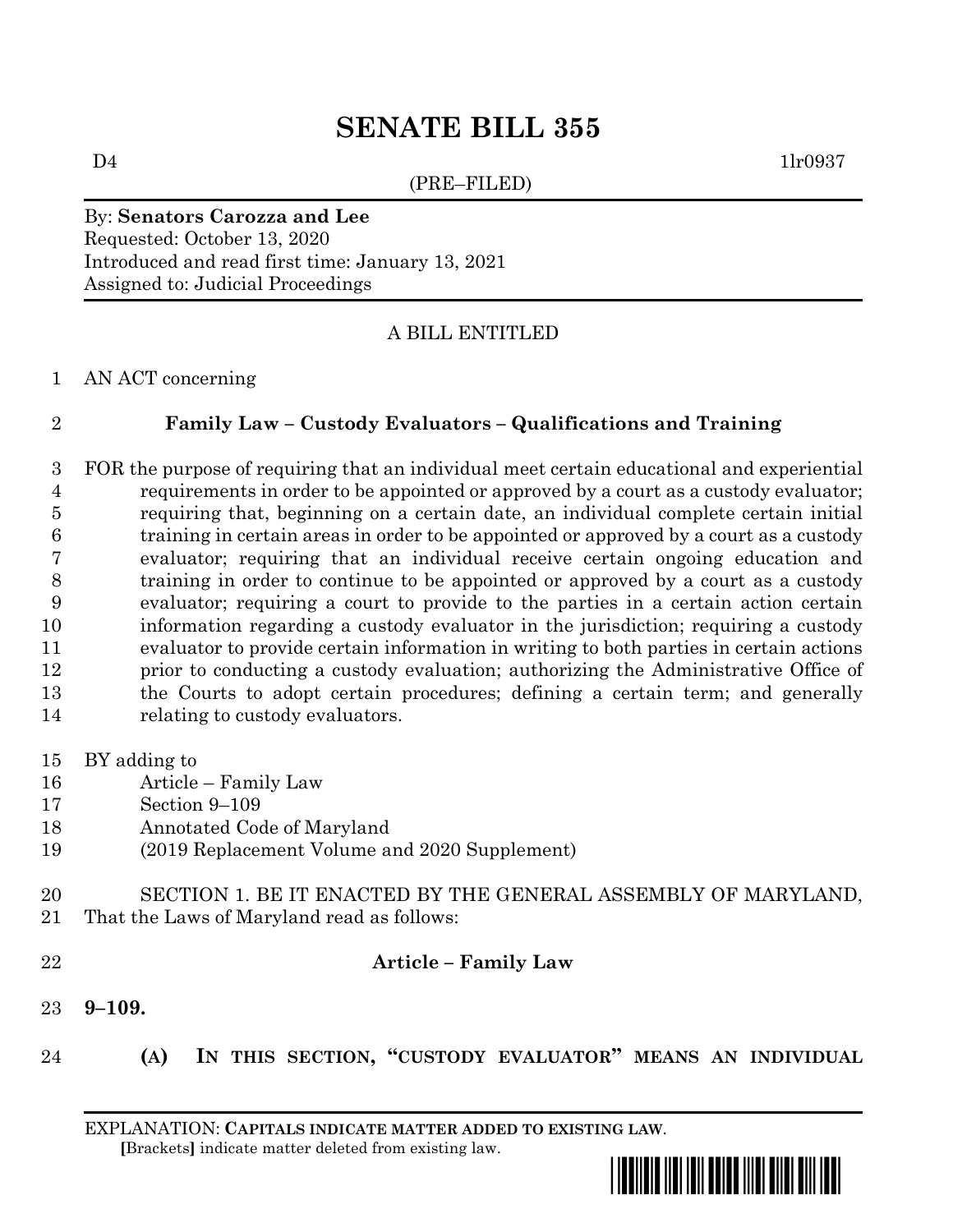# SENATE BILL 355

D4 1lr0937

(PRE–FILED)

By: **Senators Carozza and Lee**
Requested: October 13, 2020
Introduced and read first time: January 13, 2021
Assigned to: Judicial Proceedings

A BILL ENTITLED

AN ACT concerning

## Family Law – Custody Evaluators – Qualifications and Training

FOR the purpose of requiring that an individual meet certain educational and experiential requirements in order to be appointed or approved by a court as a custody evaluator; requiring that, beginning on a certain date, an individual complete certain initial training in certain areas in order to be appointed or approved by a court as a custody evaluator; requiring that an individual receive certain ongoing education and training in order to continue to be appointed or approved by a court as a custody evaluator; requiring a court to provide to the parties in a certain action certain information regarding a custody evaluator in the jurisdiction; requiring a custody evaluator to provide certain information in writing to both parties in certain actions prior to conducting a custody evaluation; authorizing the Administrative Office of the Courts to adopt certain procedures; defining a certain term; and generally relating to custody evaluators.

BY adding to
Article – Family Law
Section 9–109
Annotated Code of Maryland
(2019 Replacement Volume and 2020 Supplement)

SECTION 1. BE IT ENACTED BY THE GENERAL ASSEMBLY OF MARYLAND, That the Laws of Maryland read as follows:

**Article – Family Law**

**9–109.**

**(A) IN THIS SECTION, "CUSTODY EVALUATOR" MEANS AN INDIVIDUAL**

EXPLANATION: **CAPITALS INDICATE MATTER ADDED TO EXISTING LAW**.
**[**Brackets**]** indicate matter deleted from existing law.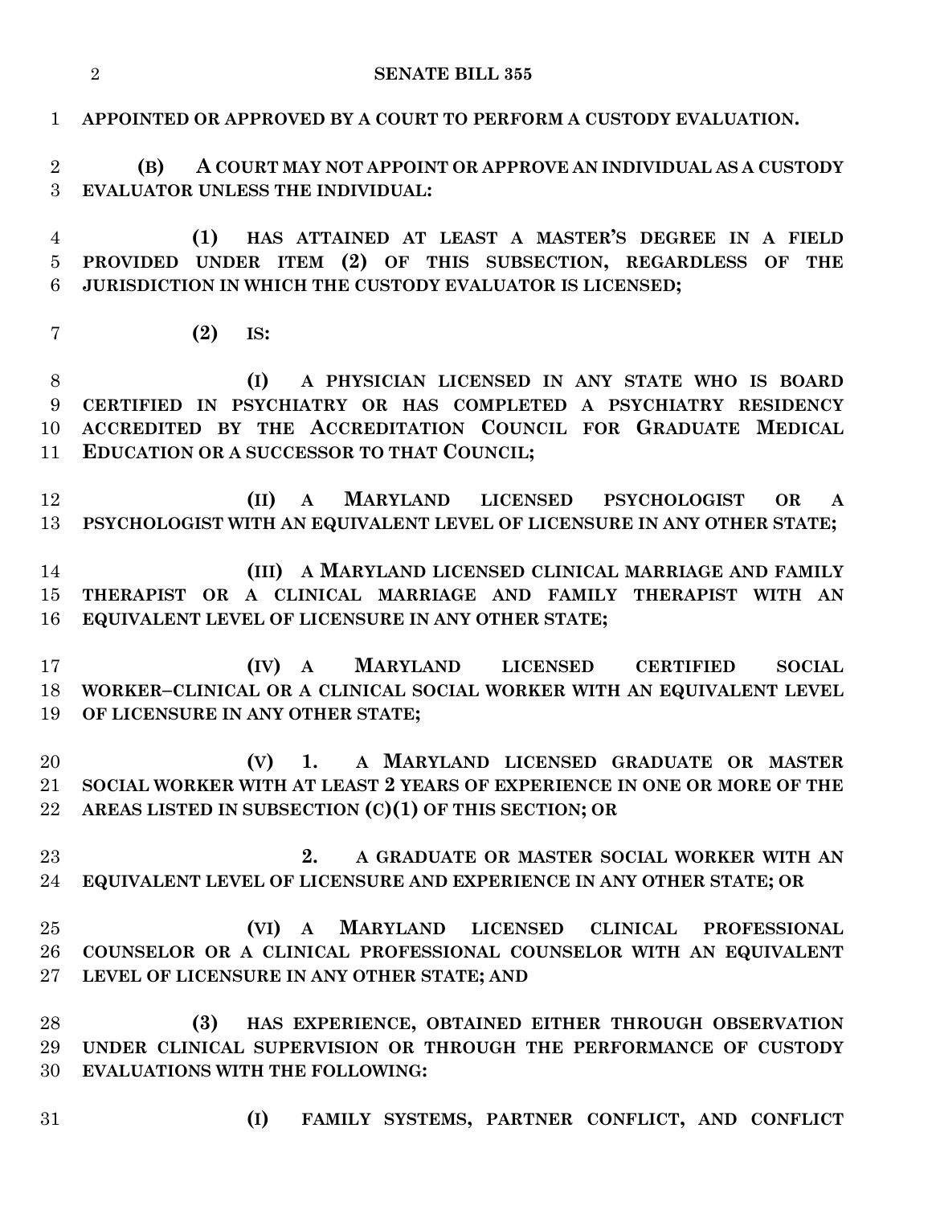**APPOINTED OR APPROVED BY A COURT TO PERFORM A CUSTODY EVALUATION.**

**(B) A COURT MAY NOT APPOINT OR APPROVE AN INDIVIDUAL AS A CUSTODY EVALUATOR UNLESS THE INDIVIDUAL:**

**(1) HAS ATTAINED AT LEAST A MASTER'S DEGREE IN A FIELD PROVIDED UNDER ITEM (2) OF THIS SUBSECTION, REGARDLESS OF THE JURISDICTION IN WHICH THE CUSTODY EVALUATOR IS LICENSED;**

**(2) IS:**

**(I) A PHYSICIAN LICENSED IN ANY STATE WHO IS BOARD CERTIFIED IN PSYCHIATRY OR HAS COMPLETED A PSYCHIATRY RESIDENCY ACCREDITED BY THE ACCREDITATION COUNCIL FOR GRADUATE MEDICAL EDUCATION OR A SUCCESSOR TO THAT COUNCIL;**

**(II) A MARYLAND LICENSED PSYCHOLOGIST OR A PSYCHOLOGIST WITH AN EQUIVALENT LEVEL OF LICENSURE IN ANY OTHER STATE;**

**(III) A MARYLAND LICENSED CLINICAL MARRIAGE AND FAMILY THERAPIST OR A CLINICAL MARRIAGE AND FAMILY THERAPIST WITH AN EQUIVALENT LEVEL OF LICENSURE IN ANY OTHER STATE;**

**(IV) A MARYLAND LICENSED CERTIFIED SOCIAL WORKER–CLINICAL OR A CLINICAL SOCIAL WORKER WITH AN EQUIVALENT LEVEL OF LICENSURE IN ANY OTHER STATE;**

**(V) 1. A MARYLAND LICENSED GRADUATE OR MASTER SOCIAL WORKER WITH AT LEAST 2 YEARS OF EXPERIENCE IN ONE OR MORE OF THE AREAS LISTED IN SUBSECTION (C)(1) OF THIS SECTION; OR**

**2. A GRADUATE OR MASTER SOCIAL WORKER WITH AN EQUIVALENT LEVEL OF LICENSURE AND EXPERIENCE IN ANY OTHER STATE; OR**

**(VI) A MARYLAND LICENSED CLINICAL PROFESSIONAL COUNSELOR OR A CLINICAL PROFESSIONAL COUNSELOR WITH AN EQUIVALENT LEVEL OF LICENSURE IN ANY OTHER STATE; AND**

**(3) HAS EXPERIENCE, OBTAINED EITHER THROUGH OBSERVATION UNDER CLINICAL SUPERVISION OR THROUGH THE PERFORMANCE OF CUSTODY EVALUATIONS WITH THE FOLLOWING:**

**(I) FAMILY SYSTEMS, PARTNER CONFLICT, AND CONFLICT**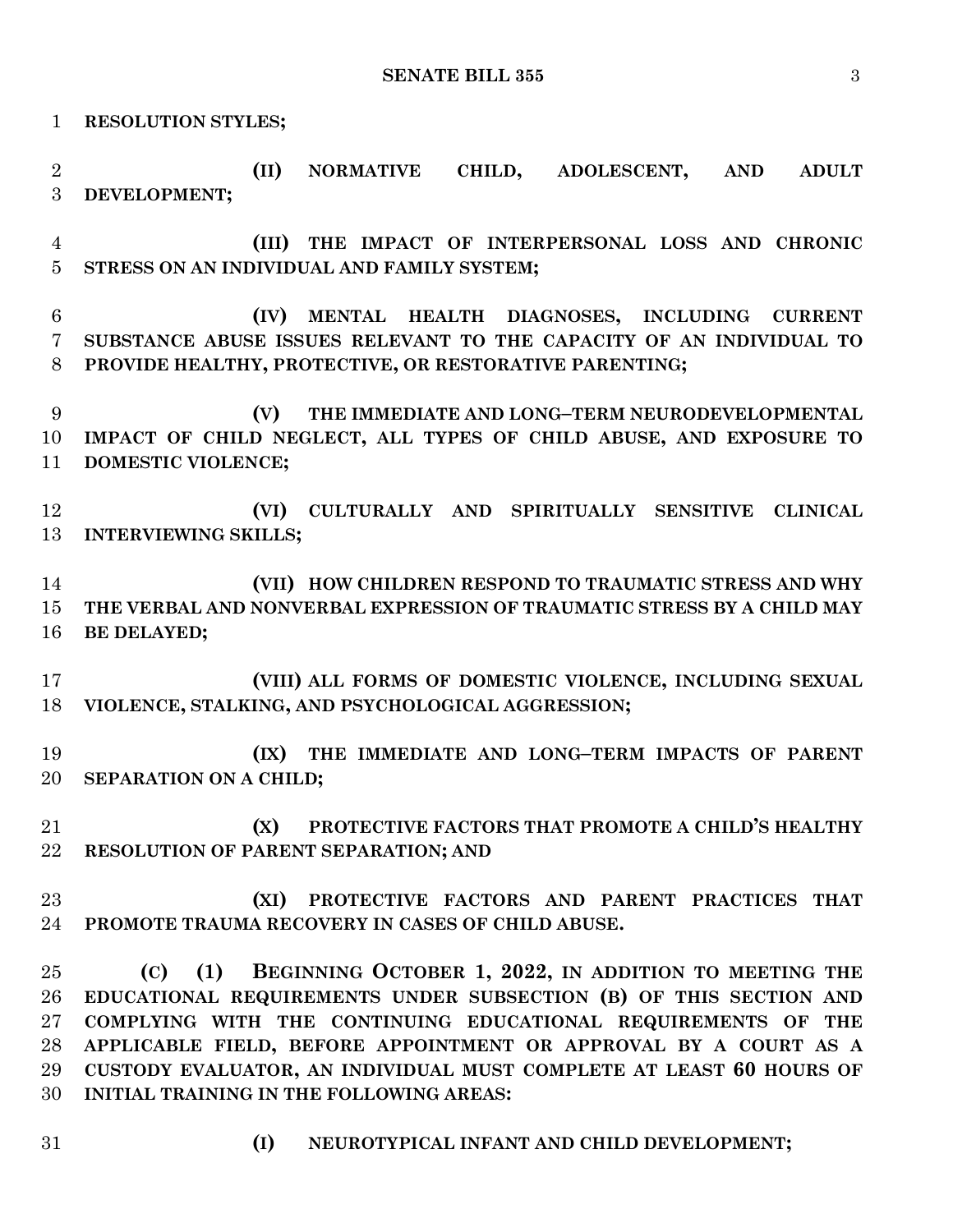**RESOLUTION STYLES;**

**(II) NORMATIVE CHILD, ADOLESCENT, AND ADULT DEVELOPMENT;**

**(III) THE IMPACT OF INTERPERSONAL LOSS AND CHRONIC STRESS ON AN INDIVIDUAL AND FAMILY SYSTEM;**

**(IV) MENTAL HEALTH DIAGNOSES, INCLUDING CURRENT SUBSTANCE ABUSE ISSUES RELEVANT TO THE CAPACITY OF AN INDIVIDUAL TO PROVIDE HEALTHY, PROTECTIVE, OR RESTORATIVE PARENTING;**

**(V) THE IMMEDIATE AND LONG–TERM NEURODEVELOPMENTAL IMPACT OF CHILD NEGLECT, ALL TYPES OF CHILD ABUSE, AND EXPOSURE TO DOMESTIC VIOLENCE;**

**(VI) CULTURALLY AND SPIRITUALLY SENSITIVE CLINICAL INTERVIEWING SKILLS;**

**(VII) HOW CHILDREN RESPOND TO TRAUMATIC STRESS AND WHY THE VERBAL AND NONVERBAL EXPRESSION OF TRAUMATIC STRESS BY A CHILD MAY BE DELAYED;**

**(VIII) ALL FORMS OF DOMESTIC VIOLENCE, INCLUDING SEXUAL VIOLENCE, STALKING, AND PSYCHOLOGICAL AGGRESSION;**

**(IX) THE IMMEDIATE AND LONG–TERM IMPACTS OF PARENT SEPARATION ON A CHILD;**

**(X) PROTECTIVE FACTORS THAT PROMOTE A CHILD'S HEALTHY RESOLUTION OF PARENT SEPARATION; AND**

**(XI) PROTECTIVE FACTORS AND PARENT PRACTICES THAT PROMOTE TRAUMA RECOVERY IN CASES OF CHILD ABUSE.**

**(C) (1) BEGINNING OCTOBER 1, 2022, IN ADDITION TO MEETING THE EDUCATIONAL REQUIREMENTS UNDER SUBSECTION (B) OF THIS SECTION AND COMPLYING WITH THE CONTINUING EDUCATIONAL REQUIREMENTS OF THE APPLICABLE FIELD, BEFORE APPOINTMENT OR APPROVAL BY A COURT AS A CUSTODY EVALUATOR, AN INDIVIDUAL MUST COMPLETE AT LEAST 60 HOURS OF INITIAL TRAINING IN THE FOLLOWING AREAS:**

**(I) NEUROTYPICAL INFANT AND CHILD DEVELOPMENT;**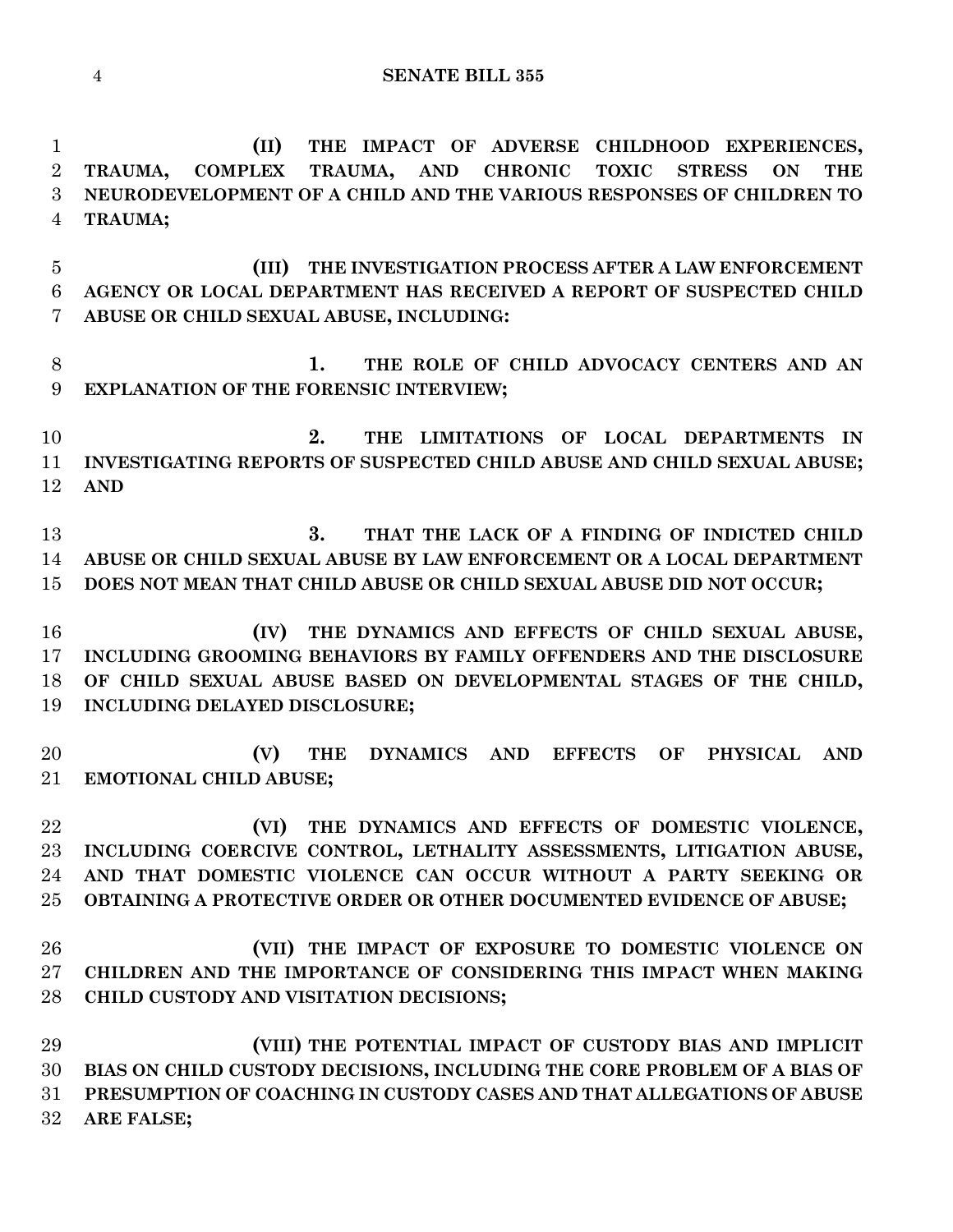**(II) THE IMPACT OF ADVERSE CHILDHOOD EXPERIENCES, TRAUMA, COMPLEX TRAUMA, AND CHRONIC TOXIC STRESS ON THE NEURODEVELOPMENT OF A CHILD AND THE VARIOUS RESPONSES OF CHILDREN TO TRAUMA;**

**(III) THE INVESTIGATION PROCESS AFTER A LAW ENFORCEMENT AGENCY OR LOCAL DEPARTMENT HAS RECEIVED A REPORT OF SUSPECTED CHILD ABUSE OR CHILD SEXUAL ABUSE, INCLUDING:**

**1. THE ROLE OF CHILD ADVOCACY CENTERS AND AN EXPLANATION OF THE FORENSIC INTERVIEW;**

**2. THE LIMITATIONS OF LOCAL DEPARTMENTS IN INVESTIGATING REPORTS OF SUSPECTED CHILD ABUSE AND CHILD SEXUAL ABUSE; AND**

**3. THAT THE LACK OF A FINDING OF INDICTED CHILD ABUSE OR CHILD SEXUAL ABUSE BY LAW ENFORCEMENT OR A LOCAL DEPARTMENT DOES NOT MEAN THAT CHILD ABUSE OR CHILD SEXUAL ABUSE DID NOT OCCUR;**

**(IV) THE DYNAMICS AND EFFECTS OF CHILD SEXUAL ABUSE, INCLUDING GROOMING BEHAVIORS BY FAMILY OFFENDERS AND THE DISCLOSURE OF CHILD SEXUAL ABUSE BASED ON DEVELOPMENTAL STAGES OF THE CHILD, INCLUDING DELAYED DISCLOSURE;**

**(V) THE DYNAMICS AND EFFECTS OF PHYSICAL AND EMOTIONAL CHILD ABUSE;**

**(VI) THE DYNAMICS AND EFFECTS OF DOMESTIC VIOLENCE, INCLUDING COERCIVE CONTROL, LETHALITY ASSESSMENTS, LITIGATION ABUSE, AND THAT DOMESTIC VIOLENCE CAN OCCUR WITHOUT A PARTY SEEKING OR OBTAINING A PROTECTIVE ORDER OR OTHER DOCUMENTED EVIDENCE OF ABUSE;**

**(VII) THE IMPACT OF EXPOSURE TO DOMESTIC VIOLENCE ON CHILDREN AND THE IMPORTANCE OF CONSIDERING THIS IMPACT WHEN MAKING CHILD CUSTODY AND VISITATION DECISIONS;**

**(VIII) THE POTENTIAL IMPACT OF CUSTODY BIAS AND IMPLICIT BIAS ON CHILD CUSTODY DECISIONS, INCLUDING THE CORE PROBLEM OF A BIAS OF PRESUMPTION OF COACHING IN CUSTODY CASES AND THAT ALLEGATIONS OF ABUSE ARE FALSE;**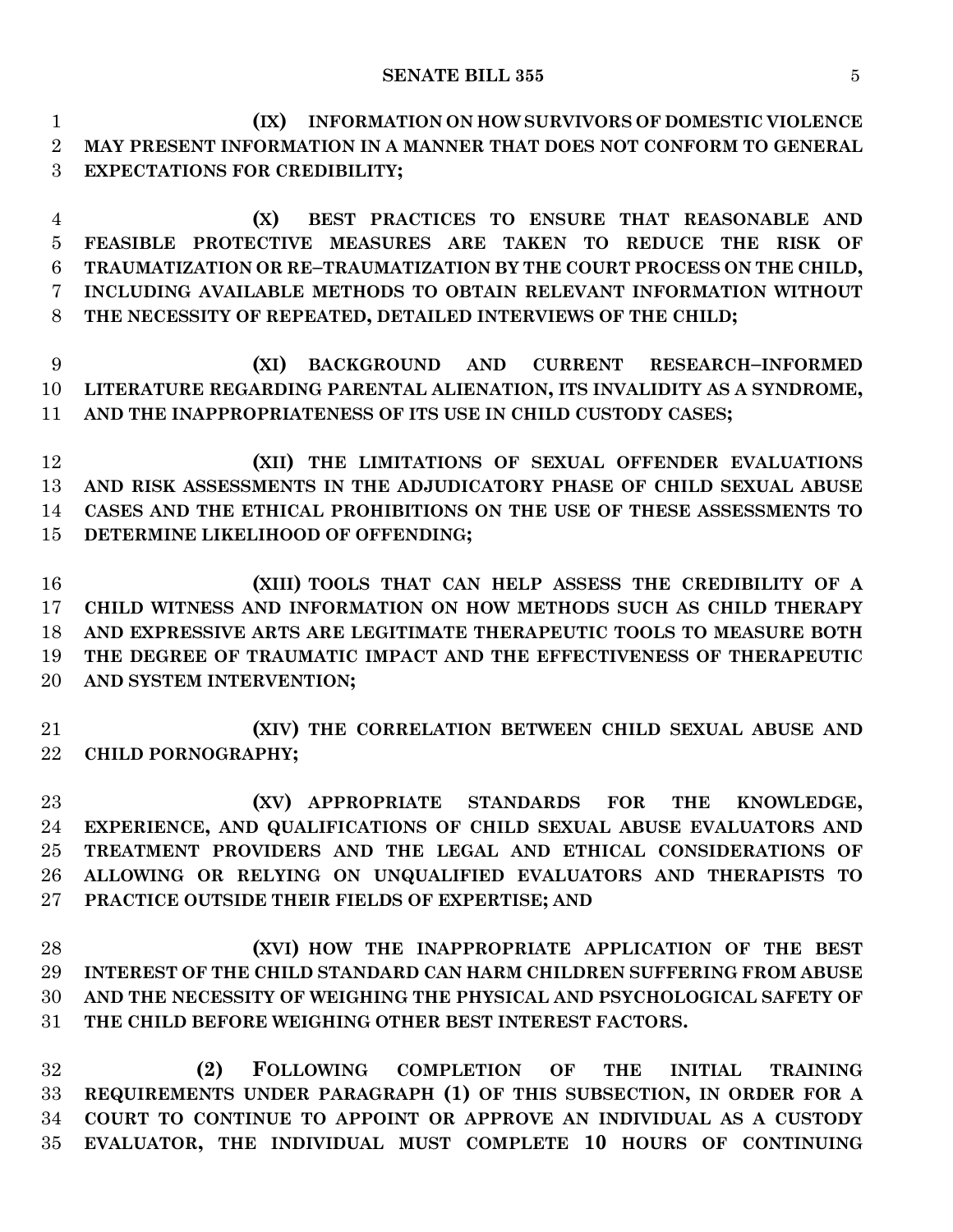**(IX) INFORMATION ON HOW SURVIVORS OF DOMESTIC VIOLENCE MAY PRESENT INFORMATION IN A MANNER THAT DOES NOT CONFORM TO GENERAL EXPECTATIONS FOR CREDIBILITY;**

**(X) BEST PRACTICES TO ENSURE THAT REASONABLE AND FEASIBLE PROTECTIVE MEASURES ARE TAKEN TO REDUCE THE RISK OF TRAUMATIZATION OR RE–TRAUMATIZATION BY THE COURT PROCESS ON THE CHILD, INCLUDING AVAILABLE METHODS TO OBTAIN RELEVANT INFORMATION WITHOUT THE NECESSITY OF REPEATED, DETAILED INTERVIEWS OF THE CHILD;**

**(XI) BACKGROUND AND CURRENT RESEARCH–INFORMED LITERATURE REGARDING PARENTAL ALIENATION, ITS INVALIDITY AS A SYNDROME, AND THE INAPPROPRIATENESS OF ITS USE IN CHILD CUSTODY CASES;**

**(XII) THE LIMITATIONS OF SEXUAL OFFENDER EVALUATIONS AND RISK ASSESSMENTS IN THE ADJUDICATORY PHASE OF CHILD SEXUAL ABUSE CASES AND THE ETHICAL PROHIBITIONS ON THE USE OF THESE ASSESSMENTS TO DETERMINE LIKELIHOOD OF OFFENDING;**

**(XIII) TOOLS THAT CAN HELP ASSESS THE CREDIBILITY OF A CHILD WITNESS AND INFORMATION ON HOW METHODS SUCH AS CHILD THERAPY AND EXPRESSIVE ARTS ARE LEGITIMATE THERAPEUTIC TOOLS TO MEASURE BOTH THE DEGREE OF TRAUMATIC IMPACT AND THE EFFECTIVENESS OF THERAPEUTIC AND SYSTEM INTERVENTION;**

**(XIV) THE CORRELATION BETWEEN CHILD SEXUAL ABUSE AND CHILD PORNOGRAPHY;**

**(XV) APPROPRIATE STANDARDS FOR THE KNOWLEDGE, EXPERIENCE, AND QUALIFICATIONS OF CHILD SEXUAL ABUSE EVALUATORS AND TREATMENT PROVIDERS AND THE LEGAL AND ETHICAL CONSIDERATIONS OF ALLOWING OR RELYING ON UNQUALIFIED EVALUATORS AND THERAPISTS TO PRACTICE OUTSIDE THEIR FIELDS OF EXPERTISE; AND**

**(XVI) HOW THE INAPPROPRIATE APPLICATION OF THE BEST INTEREST OF THE CHILD STANDARD CAN HARM CHILDREN SUFFERING FROM ABUSE AND THE NECESSITY OF WEIGHING THE PHYSICAL AND PSYCHOLOGICAL SAFETY OF THE CHILD BEFORE WEIGHING OTHER BEST INTEREST FACTORS.**

**(2) FOLLOWING COMPLETION OF THE INITIAL TRAINING REQUIREMENTS UNDER PARAGRAPH (1) OF THIS SUBSECTION, IN ORDER FOR A COURT TO CONTINUE TO APPOINT OR APPROVE AN INDIVIDUAL AS A CUSTODY EVALUATOR, THE INDIVIDUAL MUST COMPLETE 10 HOURS OF CONTINUING**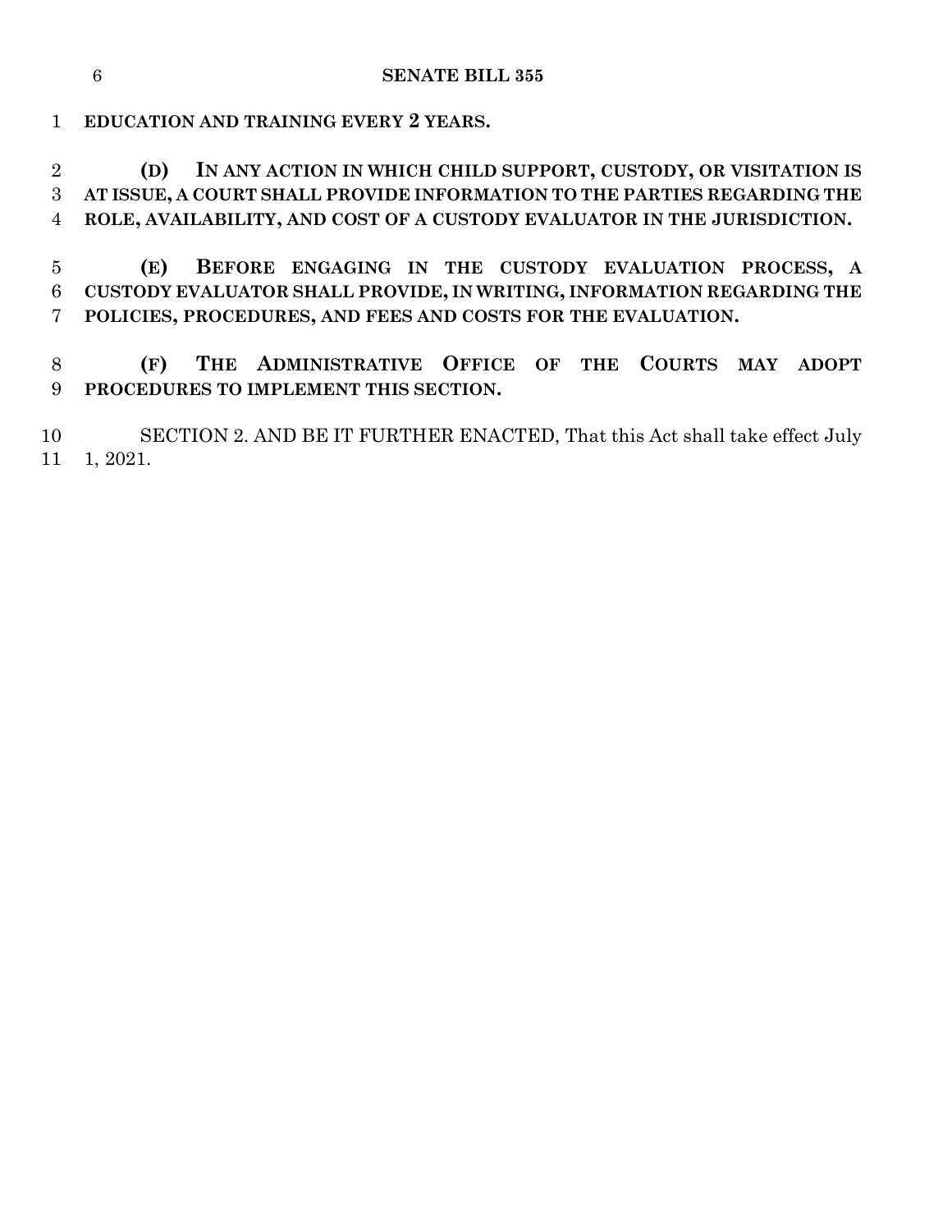**EDUCATION AND TRAINING EVERY 2 YEARS.**

**(D) IN ANY ACTION IN WHICH CHILD SUPPORT, CUSTODY, OR VISITATION IS AT ISSUE, A COURT SHALL PROVIDE INFORMATION TO THE PARTIES REGARDING THE ROLE, AVAILABILITY, AND COST OF A CUSTODY EVALUATOR IN THE JURISDICTION.**

**(E) BEFORE ENGAGING IN THE CUSTODY EVALUATION PROCESS, A CUSTODY EVALUATOR SHALL PROVIDE, IN WRITING, INFORMATION REGARDING THE POLICIES, PROCEDURES, AND FEES AND COSTS FOR THE EVALUATION.**

**(F) THE ADMINISTRATIVE OFFICE OF THE COURTS MAY ADOPT PROCEDURES TO IMPLEMENT THIS SECTION.**

SECTION 2. AND BE IT FURTHER ENACTED, That this Act shall take effect July 1, 2021.